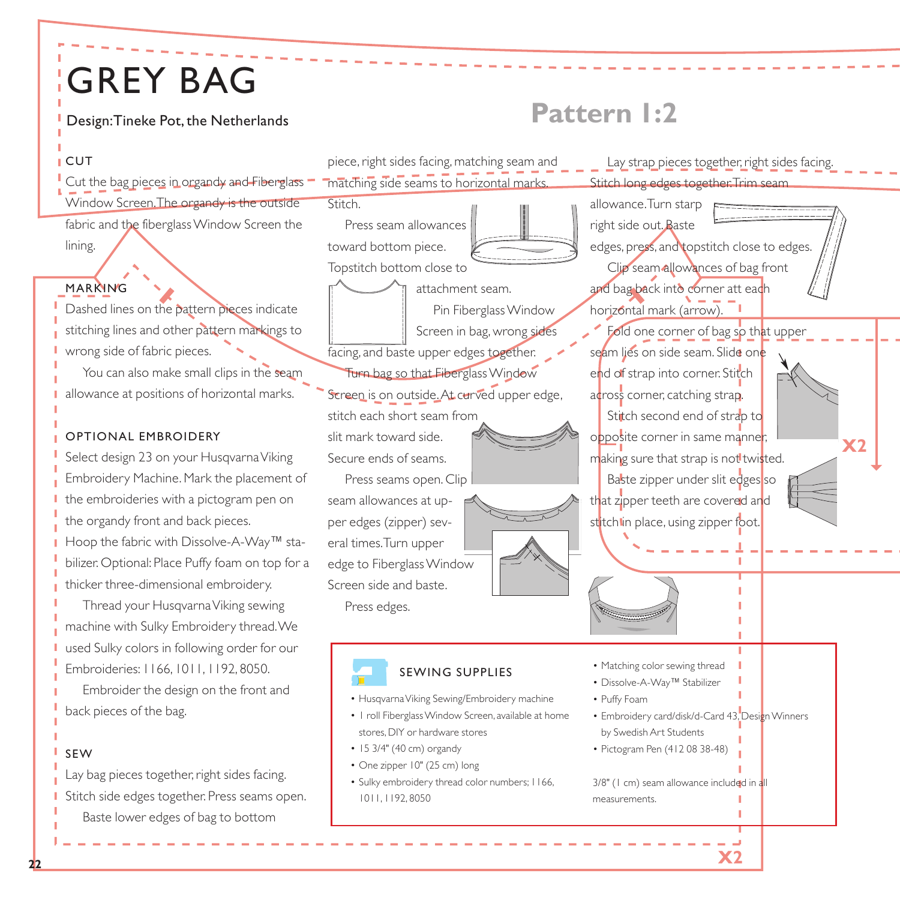# GREY BAG

Design: Tineke Pot, the Netherlands

## Pattern 1:2

### CUT

Cut the bag pieces in organdy and Fiberglass Window Screen. The organdy is the outside fabric and the fiberglass Window Screen the lining.

### MARKING

Dashed lines on the pattern pieces indicate stitching lines and other pattern markings to wrong side of fabric pieces.

You can also make small clips in the seam allowance at positions of horizontal marks.

### OPTIONAL EMBROIDERY

Select design 23 on your Husqvarna Viking Embroidery Machine. Mark the placement of the embroideries with a pictogram pen on the organdy front and back pieces.

Hoop the fabric with Dissolve-A-Way™ stabilizer. Optional: Place Puffy foam on top for a thicker three-dimensional embroidery.

Thread your Husqvarna Viking sewing machine with Sulky Embroidery thread. We used Sulky colors in following order for our Embroideries: 1166, 1011, 1192, 8050.

Embroider the design on the front and back pieces of the bag.

### SEW

Lay bag pieces together, right sides facing. Stitch side edges together. Press seams open.

Baste lower edges of bag to bottom piece, right sides facing, matching seam and matching side seams to horizontal marks. Stitch.

Press seam allowances toward bottom piece. Topstitch bottom close to attachment seam.

Pin Fiberglass Window Screen in bag, wrong sides facing, and baste upper edges together.

Turn bag so that Fiberglass Window Screen is on outside. At curved upper edge, stitch each short seam from slit mark toward side. Secure ends of seams.

Press seams open. Clip seam allowances at upper edges (zipper) several times. Turn upper edge to Fiberglass Window Screen side and baste.

Press edges.

Lay strap pieces together, right sides facing. Stitch long edges together. Trim seam allowance. Turn starp right side out. Baste edges, press, and topstitch close to edges.

Clip seam allowances of bag front and bag back into corner att each horizontal mark (arrow).

Fold one corner of bag so that upper seam lies on side seam. Slide one end of strap into corner. Stitch across corner, catching strap.

Stitch second end of strap to opposite corner in same manner, making sure that strap is not twisted.

Baste zipper under slit edges so that zipper teeth are covered and stitch in place, using zipper foot.

X2

X2

### SEWING SUPPLIES

- Husqvarna Viking Sewing/Embroidery machine
- 1 roll Fiberglass Window Screen, available at home stores, DIY or hardware stores
- 15 3/4" (40 cm) organdy
- One zipper 10" (25 cm) long
- Sulky embroidery thread color numbers; 1166, 1011, 1192, 8050
- Matching color sewing thread
- Dissolve-A-Way™ Stabilizer
- Puffy Foam
- Embroidery card/disk/d-Card 43, Design Winners by Swedish Art Students
- Pictogram Pen (412 08 38-48)

3/8" (1 cm) seam allowance included in all measurements.